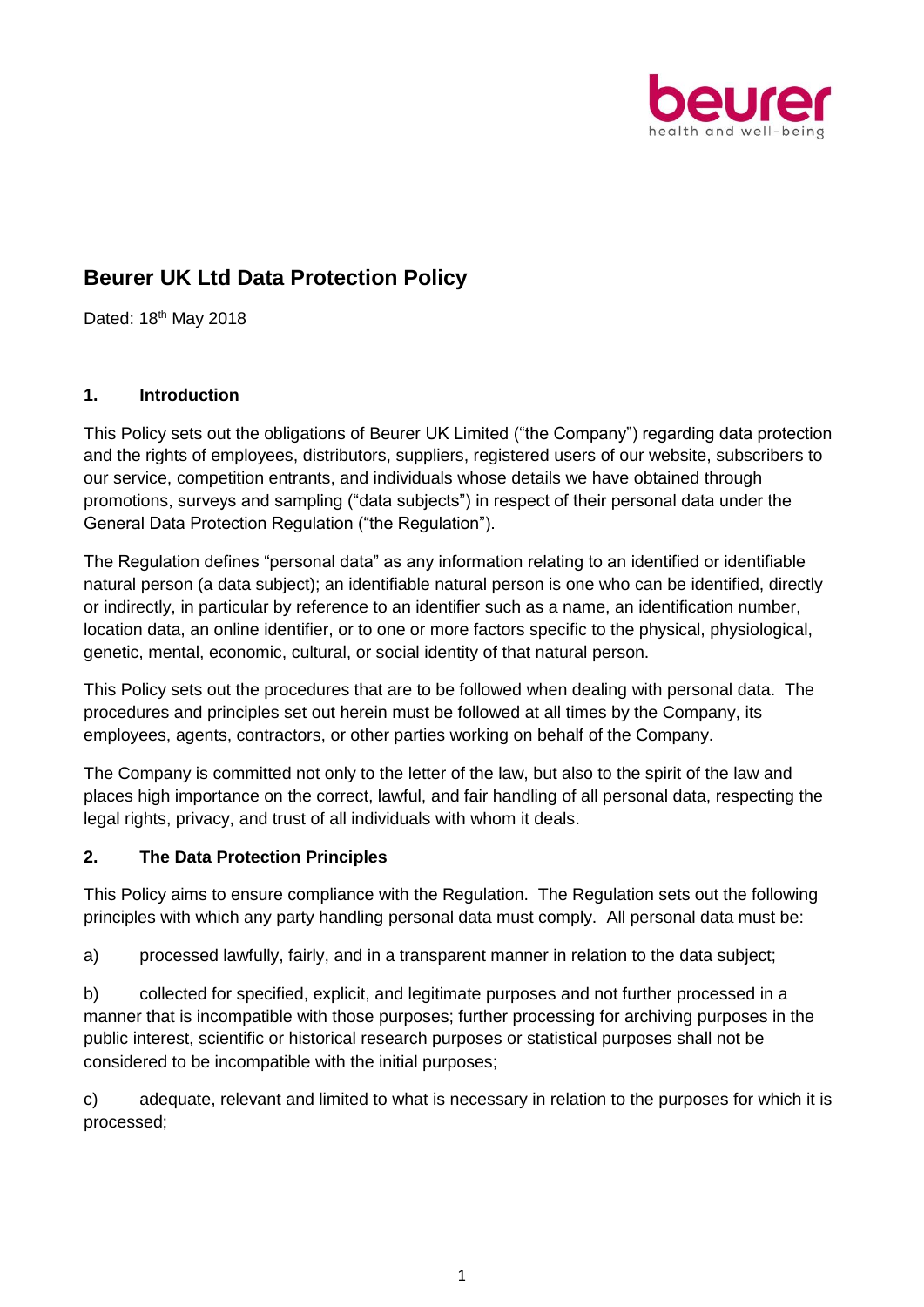# Beurer UK Ltd Data Protection Policy

Dated: 18th May 2018

## 1. Introduction

This Policy sets out the obligations of Beurer UK Limited ("the Company") regarding data protection and the rights of employees, distributors, suppliers, registered users of our website, subscribers to our service, competition entrants, and individuals whose details we have obtained through promotions, surveys and sampling ("data subjects") in respect of their personal data under the General Data Protection Regulation ("the Regulation").

The Regulation defines "personal data" as any information relating to an identified or identifiable natural person (a data subject); an identifiable natural person is one who can be identified, directly or indirectly, in particular by reference to an identifier such as a name, an identification number, location data, an online identifier, or to one or more factors specific to the physical, physiological, genetic, mental, economic, cultural, or social identity of that natural person.

This Policy sets out the procedures that are to be followed when dealing with personal data. The procedures and principles set out herein must be followed at all times by the Company, its employees, agents, contractors, or other parties working on behalf of the Company.

The Company is committed not only to the letter of the law, but also to the spirit of the law and places high importance on the correct, lawful, and fair handling of all personal data, respecting the legal rights, privacy, and trust of all individuals with whom it deals.

## 2. The Data Protection Principles

This Policy aims to ensure compliance with the Regulation. The Regulation sets out the following principles with which any party handling personal data must comply. All personal data must be:

a) processed lawfully, fairly, and in a transparent manner in relation to the data subject;

b) collected for specified, explicit, and legitimate purposes and not further processed in a manner that is incompatible with those purposes; further processing for archiving purposes in the public interest, scientific or historical research purposes or statistical purposes shall not be considered to be incompatible with the initial purposes;

c) adequate, relevant and limited to what is necessary in relation to the purposes for which it is processed;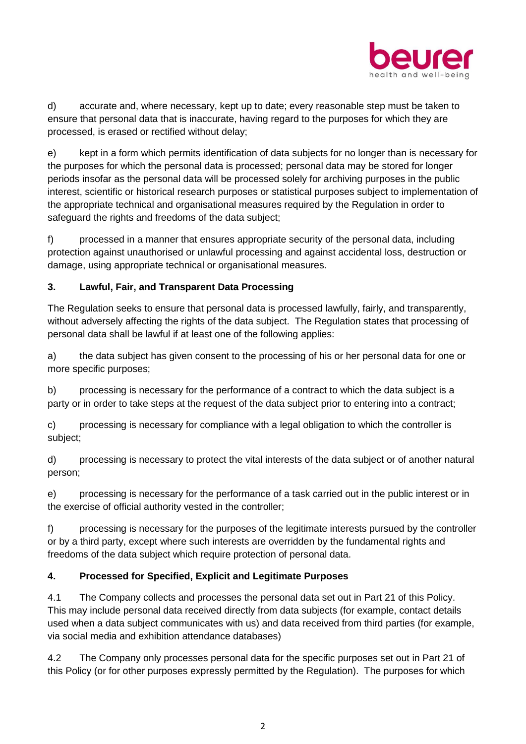d) accurate and, where necessary, kept up to date; every reasonable step must be taken to ensure that personal data that is inaccurate, having regard to the purposes for which they are processed, is erased or rectified without delay;

e) kept in a form which permits identification of data subjects for no longer than is necessary for the purposes for which the personal data is processed; personal data may be stored for longer periods insofar as the personal data will be processed solely for archiving purposes in the public interest, scientific or historical research purposes or statistical purposes subject to implementation of the appropriate technical and organisational measures required by the Regulation in order to safeguard the rights and freedoms of the data subject;

f) processed in a manner that ensures appropriate security of the personal data, including protection against unauthorised or unlawful processing and against accidental loss, destruction or damage, using appropriate technical or organisational measures.

## 3. Lawful, Fair, and Transparent Data Processing

The Regulation seeks to ensure that personal data is processed lawfully, fairly, and transparently, without adversely affecting the rights of the data subject. The Regulation states that processing of personal data shall be lawful if at least one of the following applies:

a) the data subject has given consent to the processing of his or her personal data for one or more specific purposes;

b) processing is necessary for the performance of a contract to which the data subject is a party or in order to take steps at the request of the data subject prior to entering into a contract;

c) processing is necessary for compliance with a legal obligation to which the controller is subject;

d) processing is necessary to protect the vital interests of the data subject or of another natural person;

e) processing is necessary for the performance of a task carried out in the public interest or in the exercise of official authority vested in the controller;

f) processing is necessary for the purposes of the legitimate interests pursued by the controller or by a third party, except where such interests are overridden by the fundamental rights and freedoms of the data subject which require protection of personal data.

## 4. Processed for Specified, Explicit and Legitimate Purposes

4.1 The Company collects and processes the personal data set out in Part 21 of this Policy. This may include personal data received directly from data subjects (for example, contact details used when a data subject communicates with us) and data received from third parties (for example, via social media and exhibition attendance databases)

4.2 The Company only processes personal data for the specific purposes set out in Part 21 of this Policy (or for other purposes expressly permitted by the Regulation). The purposes for which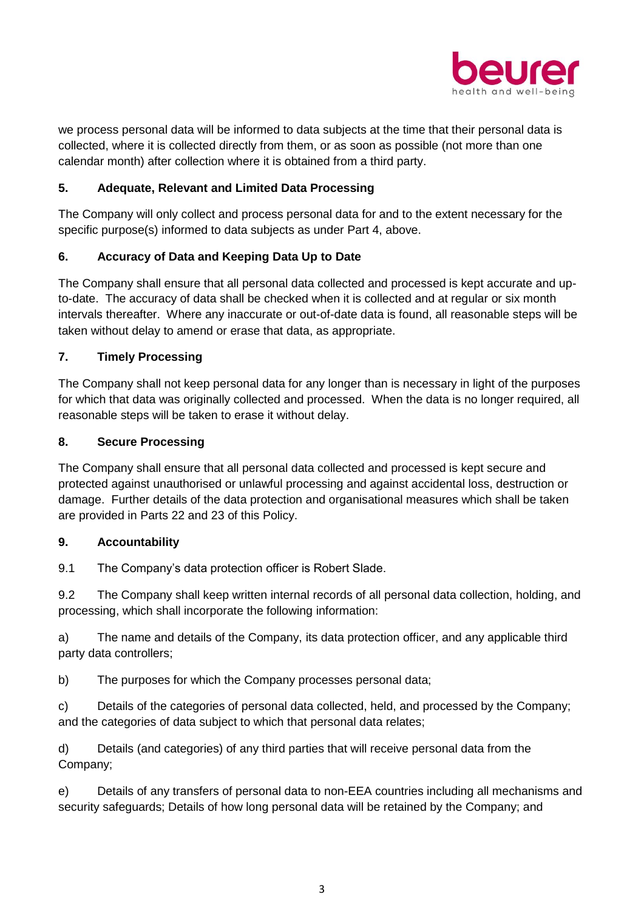we process personal data will be informed to data subjects at the time that their personal data is collected, where it is collected directly from them, or as soon as possible (not more than one calendar month) after collection where it is obtained from a third party.

## 5. Adequate, Relevant and Limited Data Processing

The Company will only collect and process personal data for and to the extent necessary for the specific purpose(s) informed to data subjects as under Part 4, above.

## 6. Accuracy of Data and Keeping Data Up to Date

The Company shall ensure that all personal data collected and processed is kept accurate and up-to-date. The accuracy of data shall be checked when it is collected and at regular or six month intervals thereafter. Where any inaccurate or out-of-date data is found, all reasonable steps will be taken without delay to amend or erase that data, as appropriate.

## 7. Timely Processing

The Company shall not keep personal data for any longer than is necessary in light of the purposes for which that data was originally collected and processed. When the data is no longer required, all reasonable steps will be taken to erase it without delay.

## 8. Secure Processing

The Company shall ensure that all personal data collected and processed is kept secure and protected against unauthorised or unlawful processing and against accidental loss, destruction or damage. Further details of the data protection and organisational measures which shall be taken are provided in Parts 22 and 23 of this Policy.

## 9. Accountability

9.1 The Company's data protection officer is Robert Slade.

9.2 The Company shall keep written internal records of all personal data collection, holding, and processing, which shall incorporate the following information:

a) The name and details of the Company, its data protection officer, and any applicable third party data controllers;

b) The purposes for which the Company processes personal data;

c) Details of the categories of personal data collected, held, and processed by the Company; and the categories of data subject to which that personal data relates;

d) Details (and categories) of any third parties that will receive personal data from the Company;

e) Details of any transfers of personal data to non-EEA countries including all mechanisms and security safeguards; Details of how long personal data will be retained by the Company; and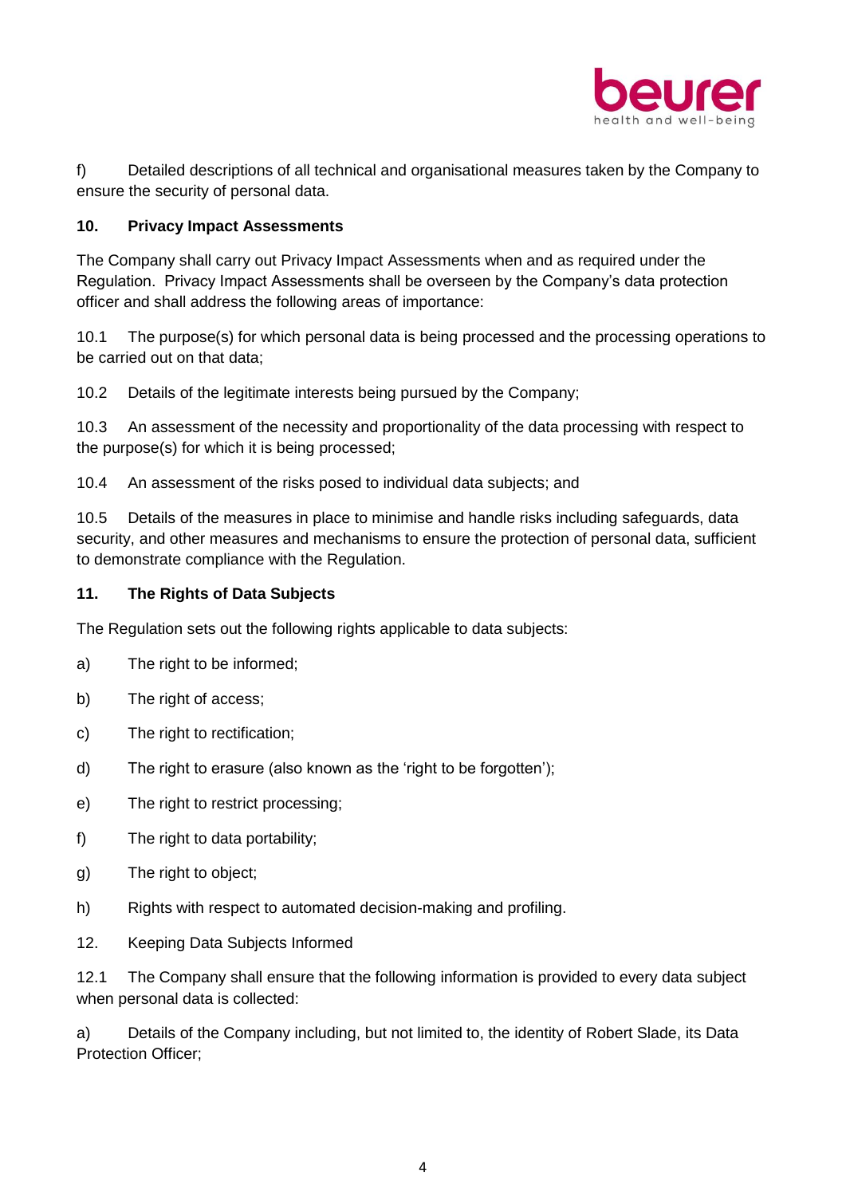f) Detailed descriptions of all technical and organisational measures taken by the Company to ensure the security of personal data.

**10. Privacy Impact Assessments**

The Company shall carry out Privacy Impact Assessments when and as required under the Regulation. Privacy Impact Assessments shall be overseen by the Company's data protection officer and shall address the following areas of importance:

10.1 The purpose(s) for which personal data is being processed and the processing operations to be carried out on that data;

10.2 Details of the legitimate interests being pursued by the Company;

10.3 An assessment of the necessity and proportionality of the data processing with respect to the purpose(s) for which it is being processed;

10.4 An assessment of the risks posed to individual data subjects; and

10.5 Details of the measures in place to minimise and handle risks including safeguards, data security, and other measures and mechanisms to ensure the protection of personal data, sufficient to demonstrate compliance with the Regulation.

**11. The Rights of Data Subjects**

The Regulation sets out the following rights applicable to data subjects:

a) The right to be informed;

b) The right of access;

c) The right to rectification;

d) The right to erasure (also known as the 'right to be forgotten');

e) The right to restrict processing;

f) The right to data portability;

g) The right to object;

h) Rights with respect to automated decision-making and profiling.

12. Keeping Data Subjects Informed

12.1 The Company shall ensure that the following information is provided to every data subject when personal data is collected:

a) Details of the Company including, but not limited to, the identity of Robert Slade, its Data Protection Officer;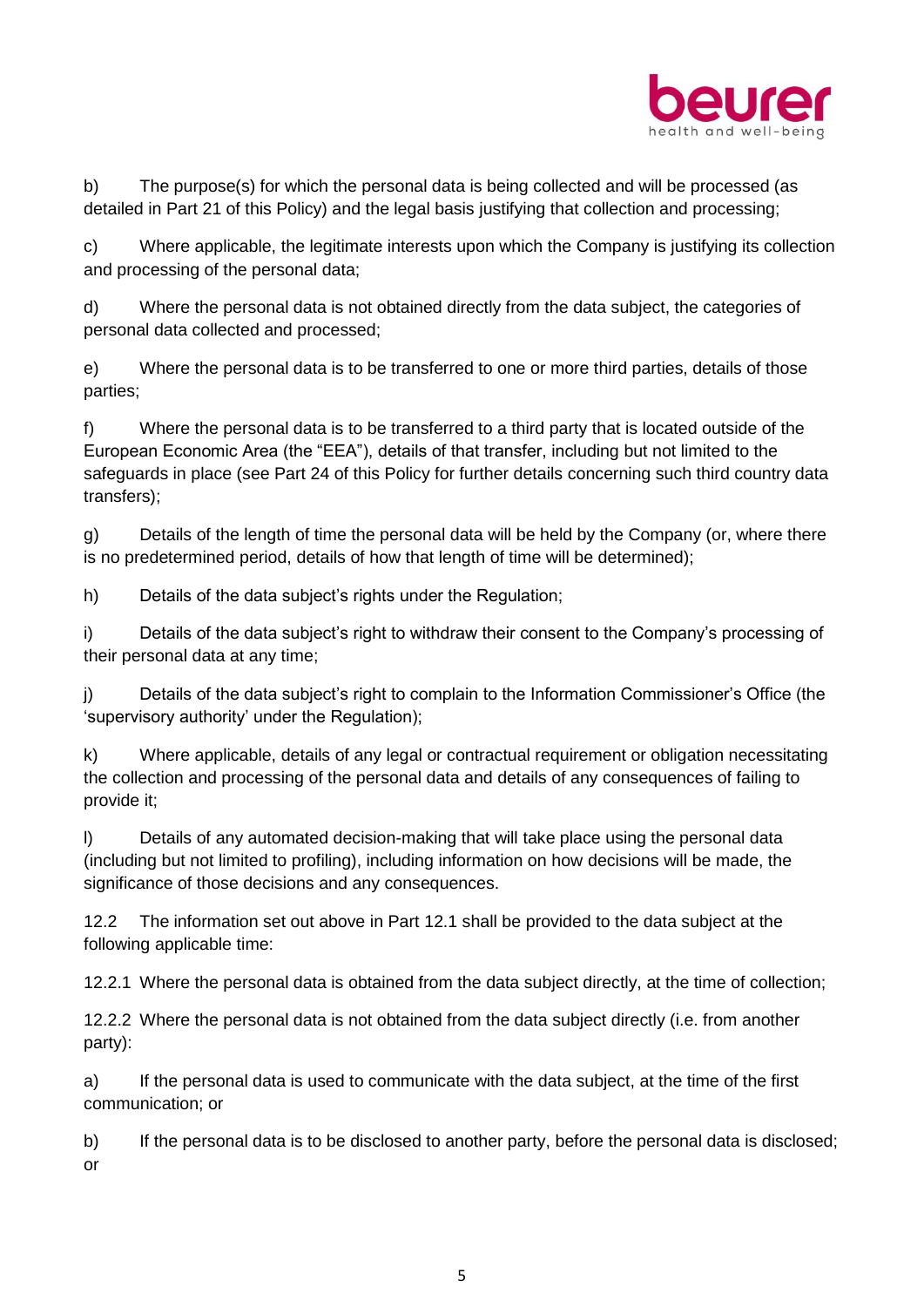b) The purpose(s) for which the personal data is being collected and will be processed (as detailed in Part 21 of this Policy) and the legal basis justifying that collection and processing;

c) Where applicable, the legitimate interests upon which the Company is justifying its collection and processing of the personal data;

d) Where the personal data is not obtained directly from the data subject, the categories of personal data collected and processed;

e) Where the personal data is to be transferred to one or more third parties, details of those parties;

f) Where the personal data is to be transferred to a third party that is located outside of the European Economic Area (the "EEA"), details of that transfer, including but not limited to the safeguards in place (see Part 24 of this Policy for further details concerning such third country data transfers);

g) Details of the length of time the personal data will be held by the Company (or, where there is no predetermined period, details of how that length of time will be determined);

h) Details of the data subject's rights under the Regulation;

i) Details of the data subject's right to withdraw their consent to the Company's processing of their personal data at any time;

j) Details of the data subject's right to complain to the Information Commissioner's Office (the 'supervisory authority' under the Regulation);

k) Where applicable, details of any legal or contractual requirement or obligation necessitating the collection and processing of the personal data and details of any consequences of failing to provide it;

l) Details of any automated decision-making that will take place using the personal data (including but not limited to profiling), including information on how decisions will be made, the significance of those decisions and any consequences.

12.2 The information set out above in Part 12.1 shall be provided to the data subject at the following applicable time:

12.2.1 Where the personal data is obtained from the data subject directly, at the time of collection;

12.2.2 Where the personal data is not obtained from the data subject directly (i.e. from another party):

a) If the personal data is used to communicate with the data subject, at the time of the first communication; or

b) If the personal data is to be disclosed to another party, before the personal data is disclosed; or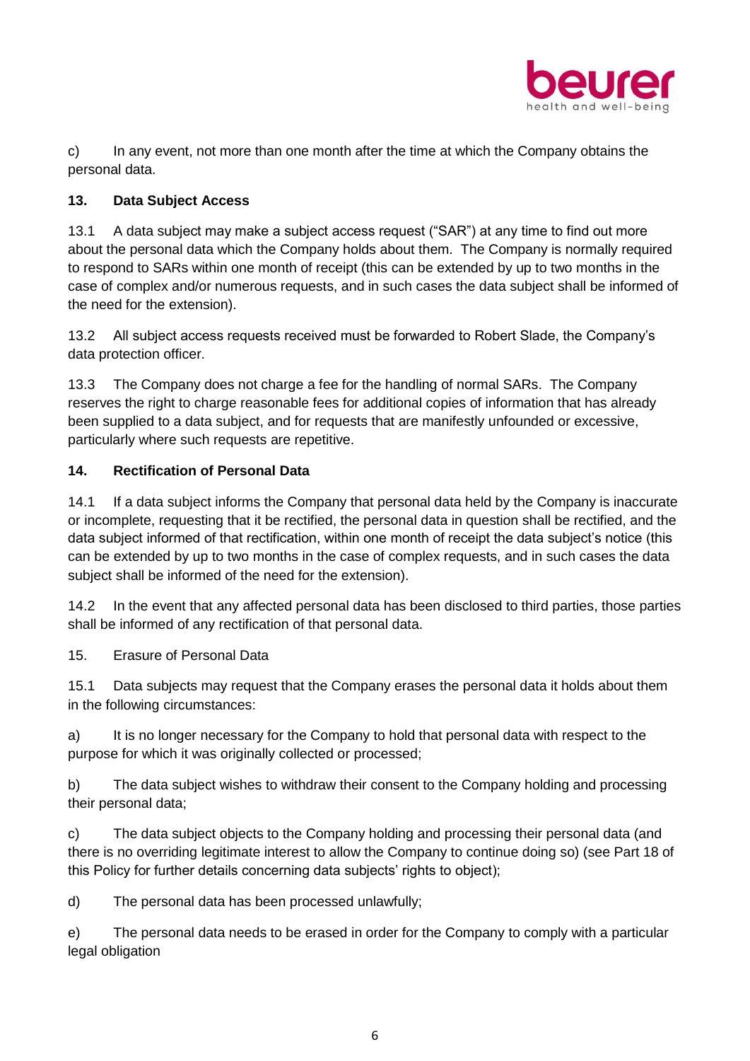c) In any event, not more than one month after the time at which the Company obtains the personal data.

**13. Data Subject Access**

13.1 A data subject may make a subject access request ("SAR") at any time to find out more about the personal data which the Company holds about them. The Company is normally required to respond to SARs within one month of receipt (this can be extended by up to two months in the case of complex and/or numerous requests, and in such cases the data subject shall be informed of the need for the extension).

13.2 All subject access requests received must be forwarded to Robert Slade, the Company's data protection officer.

13.3 The Company does not charge a fee for the handling of normal SARs. The Company reserves the right to charge reasonable fees for additional copies of information that has already been supplied to a data subject, and for requests that are manifestly unfounded or excessive, particularly where such requests are repetitive.

**14. Rectification of Personal Data**

14.1 If a data subject informs the Company that personal data held by the Company is inaccurate or incomplete, requesting that it be rectified, the personal data in question shall be rectified, and the data subject informed of that rectification, within one month of receipt the data subject's notice (this can be extended by up to two months in the case of complex requests, and in such cases the data subject shall be informed of the need for the extension).

14.2 In the event that any affected personal data has been disclosed to third parties, those parties shall be informed of any rectification of that personal data.

15. Erasure of Personal Data

15.1 Data subjects may request that the Company erases the personal data it holds about them in the following circumstances:

a) It is no longer necessary for the Company to hold that personal data with respect to the purpose for which it was originally collected or processed;

b) The data subject wishes to withdraw their consent to the Company holding and processing their personal data;

c) The data subject objects to the Company holding and processing their personal data (and there is no overriding legitimate interest to allow the Company to continue doing so) (see Part 18 of this Policy for further details concerning data subjects' rights to object);

d) The personal data has been processed unlawfully;

e) The personal data needs to be erased in order for the Company to comply with a particular legal obligation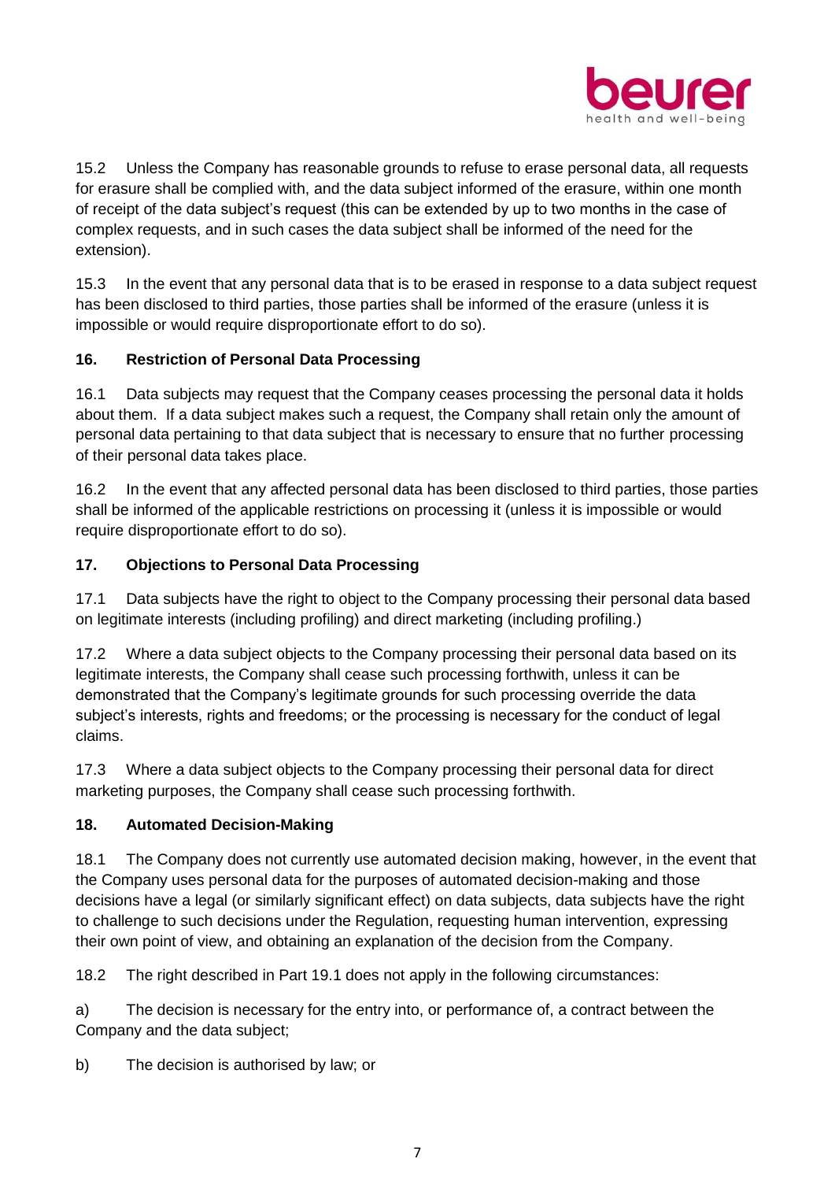15.2 Unless the Company has reasonable grounds to refuse to erase personal data, all requests for erasure shall be complied with, and the data subject informed of the erasure, within one month of receipt of the data subject's request (this can be extended by up to two months in the case of complex requests, and in such cases the data subject shall be informed of the need for the extension).

15.3 In the event that any personal data that is to be erased in response to a data subject request has been disclosed to third parties, those parties shall be informed of the erasure (unless it is impossible or would require disproportionate effort to do so).

**16. Restriction of Personal Data Processing**

16.1 Data subjects may request that the Company ceases processing the personal data it holds about them. If a data subject makes such a request, the Company shall retain only the amount of personal data pertaining to that data subject that is necessary to ensure that no further processing of their personal data takes place.

16.2 In the event that any affected personal data has been disclosed to third parties, those parties shall be informed of the applicable restrictions on processing it (unless it is impossible or would require disproportionate effort to do so).

**17. Objections to Personal Data Processing**

17.1 Data subjects have the right to object to the Company processing their personal data based on legitimate interests (including profiling) and direct marketing (including profiling.)

17.2 Where a data subject objects to the Company processing their personal data based on its legitimate interests, the Company shall cease such processing forthwith, unless it can be demonstrated that the Company's legitimate grounds for such processing override the data subject's interests, rights and freedoms; or the processing is necessary for the conduct of legal claims.

17.3 Where a data subject objects to the Company processing their personal data for direct marketing purposes, the Company shall cease such processing forthwith.

**18. Automated Decision-Making**

18.1 The Company does not currently use automated decision making, however, in the event that the Company uses personal data for the purposes of automated decision-making and those decisions have a legal (or similarly significant effect) on data subjects, data subjects have the right to challenge to such decisions under the Regulation, requesting human intervention, expressing their own point of view, and obtaining an explanation of the decision from the Company.

18.2 The right described in Part 19.1 does not apply in the following circumstances:

a) The decision is necessary for the entry into, or performance of, a contract between the Company and the data subject;

b) The decision is authorised by law; or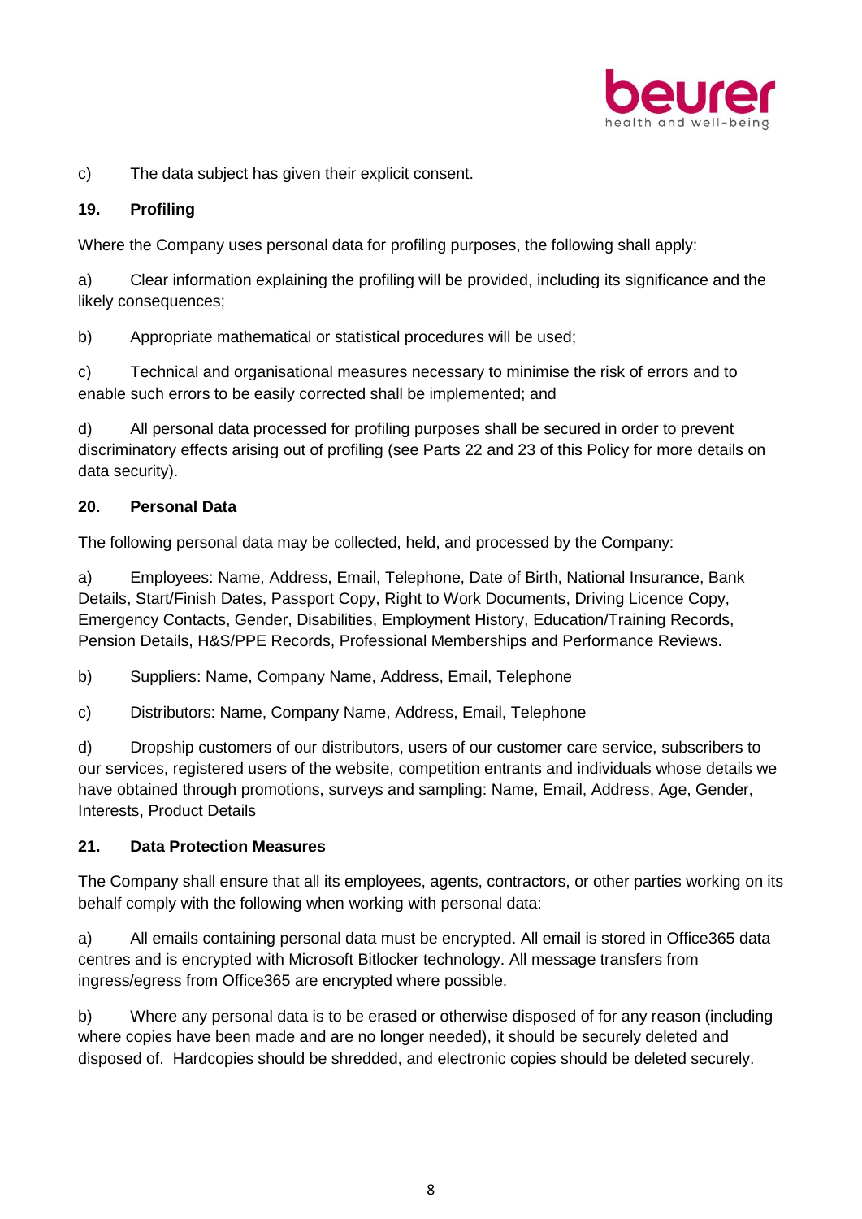c) The data subject has given their explicit consent.

## 19. Profiling

Where the Company uses personal data for profiling purposes, the following shall apply:

a) Clear information explaining the profiling will be provided, including its significance and the likely consequences;

b) Appropriate mathematical or statistical procedures will be used;

c) Technical and organisational measures necessary to minimise the risk of errors and to enable such errors to be easily corrected shall be implemented; and

d) All personal data processed for profiling purposes shall be secured in order to prevent discriminatory effects arising out of profiling (see Parts 22 and 23 of this Policy for more details on data security).

## 20. Personal Data

The following personal data may be collected, held, and processed by the Company:

a) Employees: Name, Address, Email, Telephone, Date of Birth, National Insurance, Bank Details, Start/Finish Dates, Passport Copy, Right to Work Documents, Driving Licence Copy, Emergency Contacts, Gender, Disabilities, Employment History, Education/Training Records, Pension Details, H&S/PPE Records, Professional Memberships and Performance Reviews.

b) Suppliers: Name, Company Name, Address, Email, Telephone

c) Distributors: Name, Company Name, Address, Email, Telephone

d) Dropship customers of our distributors, users of our customer care service, subscribers to our services, registered users of the website, competition entrants and individuals whose details we have obtained through promotions, surveys and sampling: Name, Email, Address, Age, Gender, Interests, Product Details

## 21. Data Protection Measures

The Company shall ensure that all its employees, agents, contractors, or other parties working on its behalf comply with the following when working with personal data:

a) All emails containing personal data must be encrypted. All email is stored in Office365 data centres and is encrypted with Microsoft Bitlocker technology. All message transfers from ingress/egress from Office365 are encrypted where possible.

b) Where any personal data is to be erased or otherwise disposed of for any reason (including where copies have been made and are no longer needed), it should be securely deleted and disposed of. Hardcopies should be shredded, and electronic copies should be deleted securely.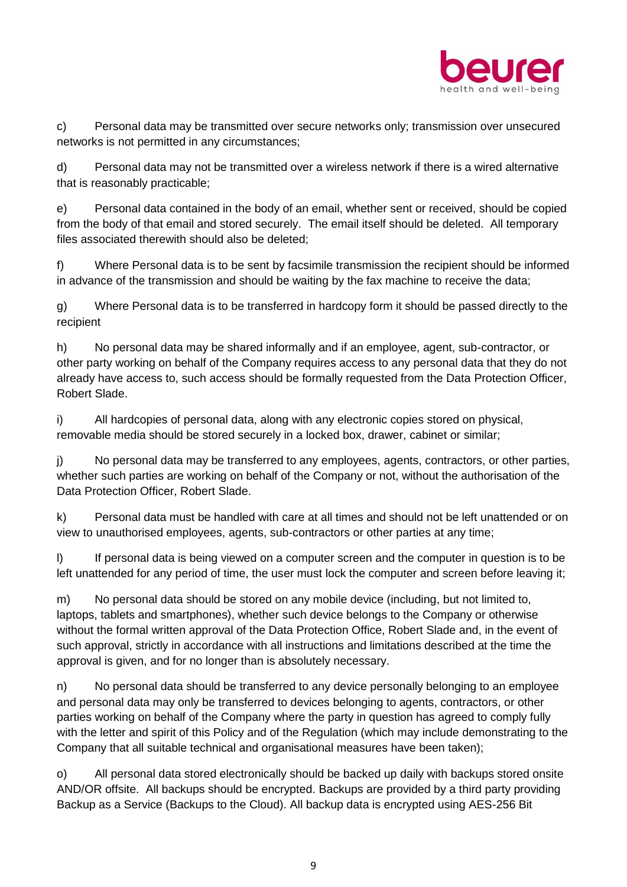c) Personal data may be transmitted over secure networks only; transmission over unsecured networks is not permitted in any circumstances;

d) Personal data may not be transmitted over a wireless network if there is a wired alternative that is reasonably practicable;

e) Personal data contained in the body of an email, whether sent or received, should be copied from the body of that email and stored securely. The email itself should be deleted. All temporary files associated therewith should also be deleted;

f) Where Personal data is to be sent by facsimile transmission the recipient should be informed in advance of the transmission and should be waiting by the fax machine to receive the data;

g) Where Personal data is to be transferred in hardcopy form it should be passed directly to the recipient

h) No personal data may be shared informally and if an employee, agent, sub-contractor, or other party working on behalf of the Company requires access to any personal data that they do not already have access to, such access should be formally requested from the Data Protection Officer, Robert Slade.

i) All hardcopies of personal data, along with any electronic copies stored on physical, removable media should be stored securely in a locked box, drawer, cabinet or similar;

j) No personal data may be transferred to any employees, agents, contractors, or other parties, whether such parties are working on behalf of the Company or not, without the authorisation of the Data Protection Officer, Robert Slade.

k) Personal data must be handled with care at all times and should not be left unattended or on view to unauthorised employees, agents, sub-contractors or other parties at any time;

l) If personal data is being viewed on a computer screen and the computer in question is to be left unattended for any period of time, the user must lock the computer and screen before leaving it;

m) No personal data should be stored on any mobile device (including, but not limited to, laptops, tablets and smartphones), whether such device belongs to the Company or otherwise without the formal written approval of the Data Protection Office, Robert Slade and, in the event of such approval, strictly in accordance with all instructions and limitations described at the time the approval is given, and for no longer than is absolutely necessary.

n) No personal data should be transferred to any device personally belonging to an employee and personal data may only be transferred to devices belonging to agents, contractors, or other parties working on behalf of the Company where the party in question has agreed to comply fully with the letter and spirit of this Policy and of the Regulation (which may include demonstrating to the Company that all suitable technical and organisational measures have been taken);

o) All personal data stored electronically should be backed up daily with backups stored onsite AND/OR offsite. All backups should be encrypted. Backups are provided by a third party providing Backup as a Service (Backups to the Cloud). All backup data is encrypted using AES-256 Bit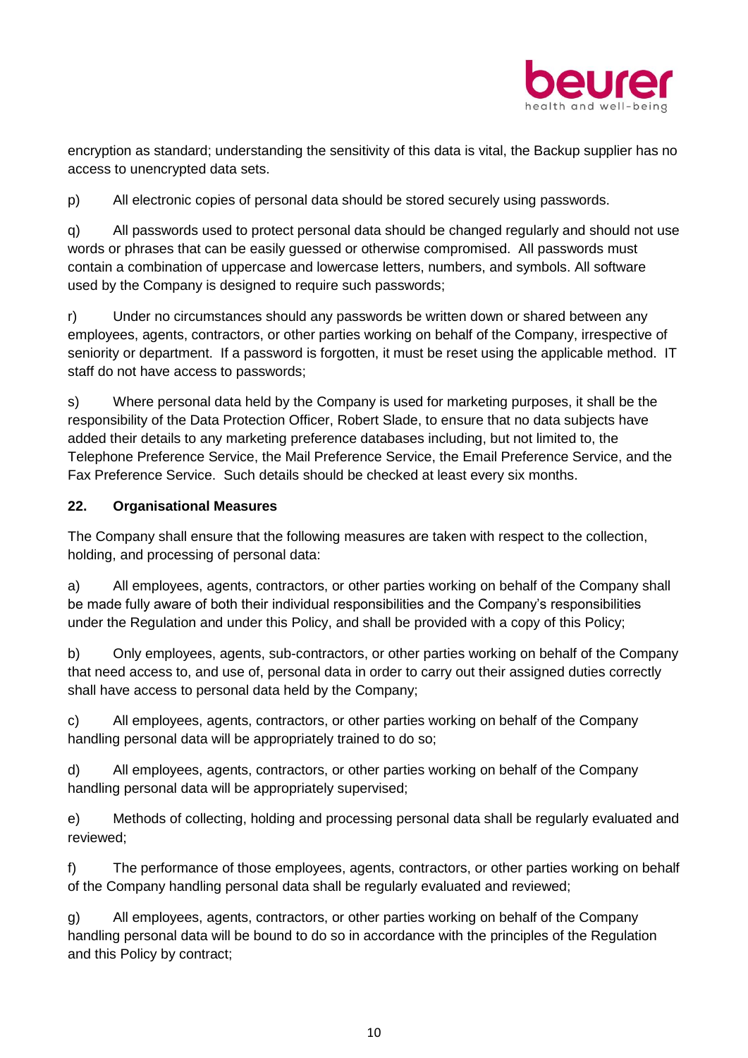encryption as standard; understanding the sensitivity of this data is vital, the Backup supplier has no access to unencrypted data sets.

p) All electronic copies of personal data should be stored securely using passwords.

q) All passwords used to protect personal data should be changed regularly and should not use words or phrases that can be easily guessed or otherwise compromised. All passwords must contain a combination of uppercase and lowercase letters, numbers, and symbols. All software used by the Company is designed to require such passwords;

r) Under no circumstances should any passwords be written down or shared between any employees, agents, contractors, or other parties working on behalf of the Company, irrespective of seniority or department. If a password is forgotten, it must be reset using the applicable method. IT staff do not have access to passwords;

s) Where personal data held by the Company is used for marketing purposes, it shall be the responsibility of the Data Protection Officer, Robert Slade, to ensure that no data subjects have added their details to any marketing preference databases including, but not limited to, the Telephone Preference Service, the Mail Preference Service, the Email Preference Service, and the Fax Preference Service. Such details should be checked at least every six months.

## 22. Organisational Measures

The Company shall ensure that the following measures are taken with respect to the collection, holding, and processing of personal data:

a) All employees, agents, contractors, or other parties working on behalf of the Company shall be made fully aware of both their individual responsibilities and the Company's responsibilities under the Regulation and under this Policy, and shall be provided with a copy of this Policy;

b) Only employees, agents, sub-contractors, or other parties working on behalf of the Company that need access to, and use of, personal data in order to carry out their assigned duties correctly shall have access to personal data held by the Company;

c) All employees, agents, contractors, or other parties working on behalf of the Company handling personal data will be appropriately trained to do so;

d) All employees, agents, contractors, or other parties working on behalf of the Company handling personal data will be appropriately supervised;

e) Methods of collecting, holding and processing personal data shall be regularly evaluated and reviewed;

f) The performance of those employees, agents, contractors, or other parties working on behalf of the Company handling personal data shall be regularly evaluated and reviewed;

g) All employees, agents, contractors, or other parties working on behalf of the Company handling personal data will be bound to do so in accordance with the principles of the Regulation and this Policy by contract;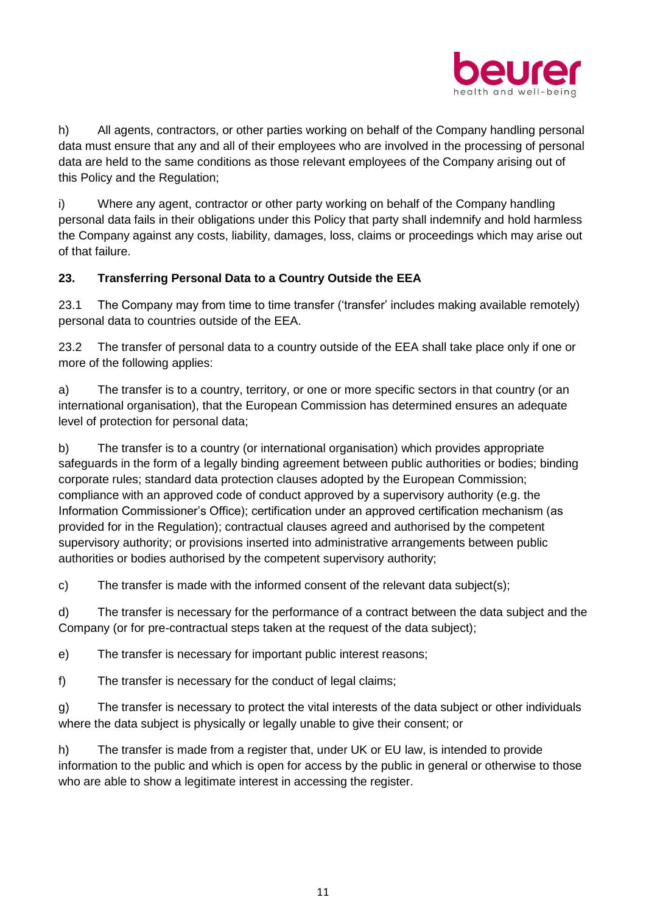h) All agents, contractors, or other parties working on behalf of the Company handling personal data must ensure that any and all of their employees who are involved in the processing of personal data are held to the same conditions as those relevant employees of the Company arising out of this Policy and the Regulation;

i) Where any agent, contractor or other party working on behalf of the Company handling personal data fails in their obligations under this Policy that party shall indemnify and hold harmless the Company against any costs, liability, damages, loss, claims or proceedings which may arise out of that failure.

### 23. Transferring Personal Data to a Country Outside the EEA

23.1 The Company may from time to time transfer ('transfer' includes making available remotely) personal data to countries outside of the EEA.

23.2 The transfer of personal data to a country outside of the EEA shall take place only if one or more of the following applies:

a) The transfer is to a country, territory, or one or more specific sectors in that country (or an international organisation), that the European Commission has determined ensures an adequate level of protection for personal data;

b) The transfer is to a country (or international organisation) which provides appropriate safeguards in the form of a legally binding agreement between public authorities or bodies; binding corporate rules; standard data protection clauses adopted by the European Commission; compliance with an approved code of conduct approved by a supervisory authority (e.g. the Information Commissioner's Office); certification under an approved certification mechanism (as provided for in the Regulation); contractual clauses agreed and authorised by the competent supervisory authority; or provisions inserted into administrative arrangements between public authorities or bodies authorised by the competent supervisory authority;

c) The transfer is made with the informed consent of the relevant data subject(s);

d) The transfer is necessary for the performance of a contract between the data subject and the Company (or for pre-contractual steps taken at the request of the data subject);

e) The transfer is necessary for important public interest reasons;

f) The transfer is necessary for the conduct of legal claims;

g) The transfer is necessary to protect the vital interests of the data subject or other individuals where the data subject is physically or legally unable to give their consent; or

h) The transfer is made from a register that, under UK or EU law, is intended to provide information to the public and which is open for access by the public in general or otherwise to those who are able to show a legitimate interest in accessing the register.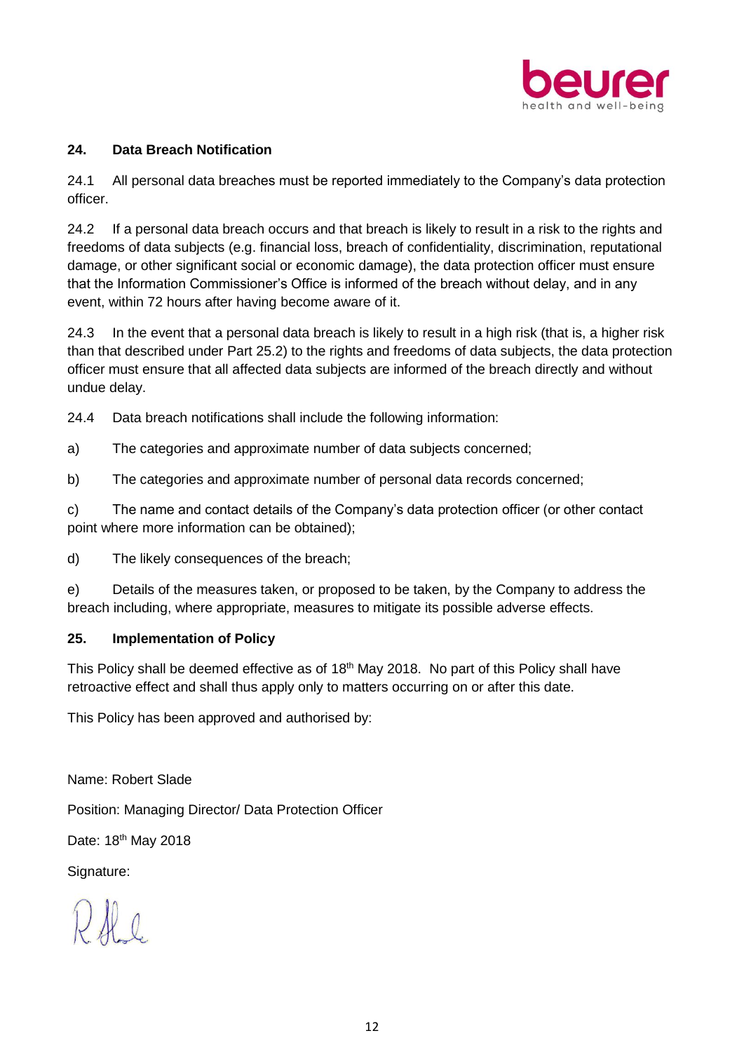## 24. Data Breach Notification

24.1 All personal data breaches must be reported immediately to the Company's data protection officer.

24.2 If a personal data breach occurs and that breach is likely to result in a risk to the rights and freedoms of data subjects (e.g. financial loss, breach of confidentiality, discrimination, reputational damage, or other significant social or economic damage), the data protection officer must ensure that the Information Commissioner's Office is informed of the breach without delay, and in any event, within 72 hours after having become aware of it.

24.3 In the event that a personal data breach is likely to result in a high risk (that is, a higher risk than that described under Part 25.2) to the rights and freedoms of data subjects, the data protection officer must ensure that all affected data subjects are informed of the breach directly and without undue delay.

24.4 Data breach notifications shall include the following information:

a) The categories and approximate number of data subjects concerned;

b) The categories and approximate number of personal data records concerned;

c) The name and contact details of the Company's data protection officer (or other contact point where more information can be obtained);

d) The likely consequences of the breach;

e) Details of the measures taken, or proposed to be taken, by the Company to address the breach including, where appropriate, measures to mitigate its possible adverse effects.

## 25. Implementation of Policy

This Policy shall be deemed effective as of 18th May 2018. No part of this Policy shall have retroactive effect and shall thus apply only to matters occurring on or after this date.

This Policy has been approved and authorised by:

Name: Robert Slade

Position: Managing Director/ Data Protection Officer

Date: 18th May 2018

Signature: